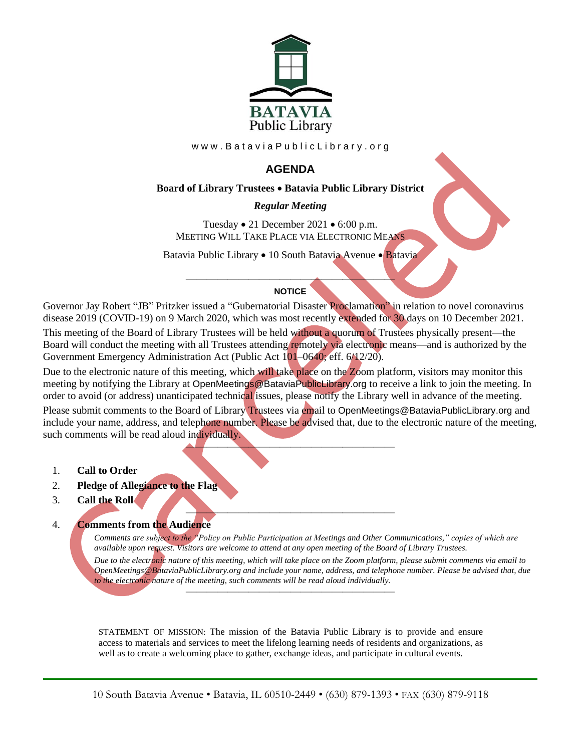BATAVIA Public Library

www.BataviaPublicLibrary.org

# AGENDA

**Board of Library Trustees • Batavia Public Library District**

***Regular Meeting***

Tuesday • 21 December 2021 • 6:00 p.m.
MEETING WILL TAKE PLACE VIA ELECTRONIC MEANS

Batavia Public Library • 10 South Batavia Avenue • Batavia

Cancelled

---

**NOTICE**

Governor Jay Robert "JB" Pritzker issued a "Gubernatorial Disaster Proclamation" in relation to novel coronavirus disease 2019 (COVID-19) on 9 March 2020, which was most recently extended for 30 days on 10 December 2021.

This meeting of the Board of Library Trustees will be held without a quorum of Trustees physically present—the Board will conduct the meeting with all Trustees attending remotely via electronic means—and is authorized by the Government Emergency Administration Act (Public Act 101–0640; eff. 6/12/20).

Due to the electronic nature of this meeting, which will take place on the Zoom platform, visitors may monitor this meeting by notifying the Library at OpenMeetings@BataviaPublicLibrary.org to receive a link to join the meeting. In order to avoid (or address) unanticipated technical issues, please notify the Library well in advance of the meeting.

Please submit comments to the Board of Library Trustees via email to OpenMeetings@BataviaPublicLibrary.org and include your name, address, and telephone number. Please be advised that, due to the electronic nature of the meeting, such comments will be read aloud individually.

---

1. **Call to Order**
2. **Pledge of Allegiance to the Flag**
3. **Call the Roll**

---

4. **Comments from the Audience**

   *Comments are subject to the "Policy on Public Participation at Meetings and Other Communications," copies of which are available upon request. Visitors are welcome to attend at any open meeting of the Board of Library Trustees.*

   *Due to the electronic nature of this meeting, which will take place on the Zoom platform, please submit comments via email to OpenMeetings@BataviaPublicLibrary.org and include your name, address, and telephone number. Please be advised that, due to the electronic nature of the meeting, such comments will be read aloud individually.*

---

STATEMENT OF MISSION: The mission of the Batavia Public Library is to provide and ensure access to materials and services to meet the lifelong learning needs of residents and organizations, as well as to create a welcoming place to gather, exchange ideas, and participate in cultural events.

10 South Batavia Avenue • Batavia, IL 60510-2449 • (630) 879-1393 • FAX (630) 879-9118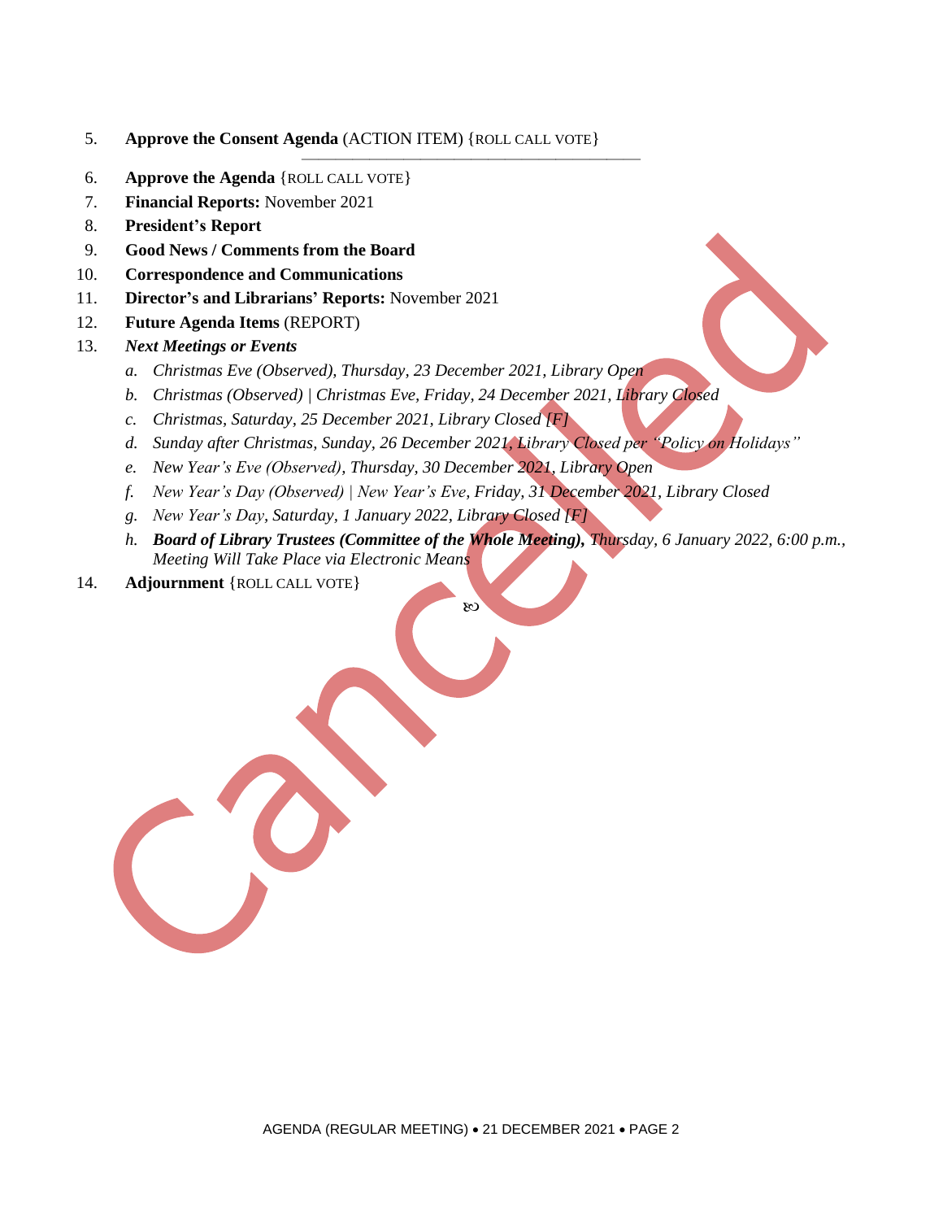5. **Approve the Consent Agenda** (ACTION ITEM) {ROLL CALL VOTE}

---

6. **Approve the Agenda** {ROLL CALL VOTE}
7. **Financial Reports:** November 2021
8. **President's Report**
9. **Good News / Comments from the Board**
10. **Correspondence and Communications**
11. **Director's and Librarians' Reports:** November 2021
12. **Future Agenda Items** (REPORT)
13. ***Next Meetings or Events***
    a. *Christmas Eve (Observed), Thursday, 23 December 2021, Library Open*
    b. *Christmas (Observed) | Christmas Eve, Friday, 24 December 2021, Library Closed*
    c. *Christmas, Saturday, 25 December 2021, Library Closed [F]*
    d. *Sunday after Christmas, Sunday, 26 December 2021, Library Closed per "Policy on Holidays"*
    e. *New Year's Eve (Observed), Thursday, 30 December 2021, Library Open*
    f. *New Year's Day (Observed) | New Year's Eve, Friday, 31 December 2021, Library Closed*
    g. *New Year's Day, Saturday, 1 January 2022, Library Closed [F]*
    h. ***Board of Library Trustees (Committee of the Whole Meeting),** Thursday, 6 January 2022, 6:00 p.m., Meeting Will Take Place via Electronic Means*
14. **Adjournment** {ROLL CALL VOTE}

ꟸ

Cancelled